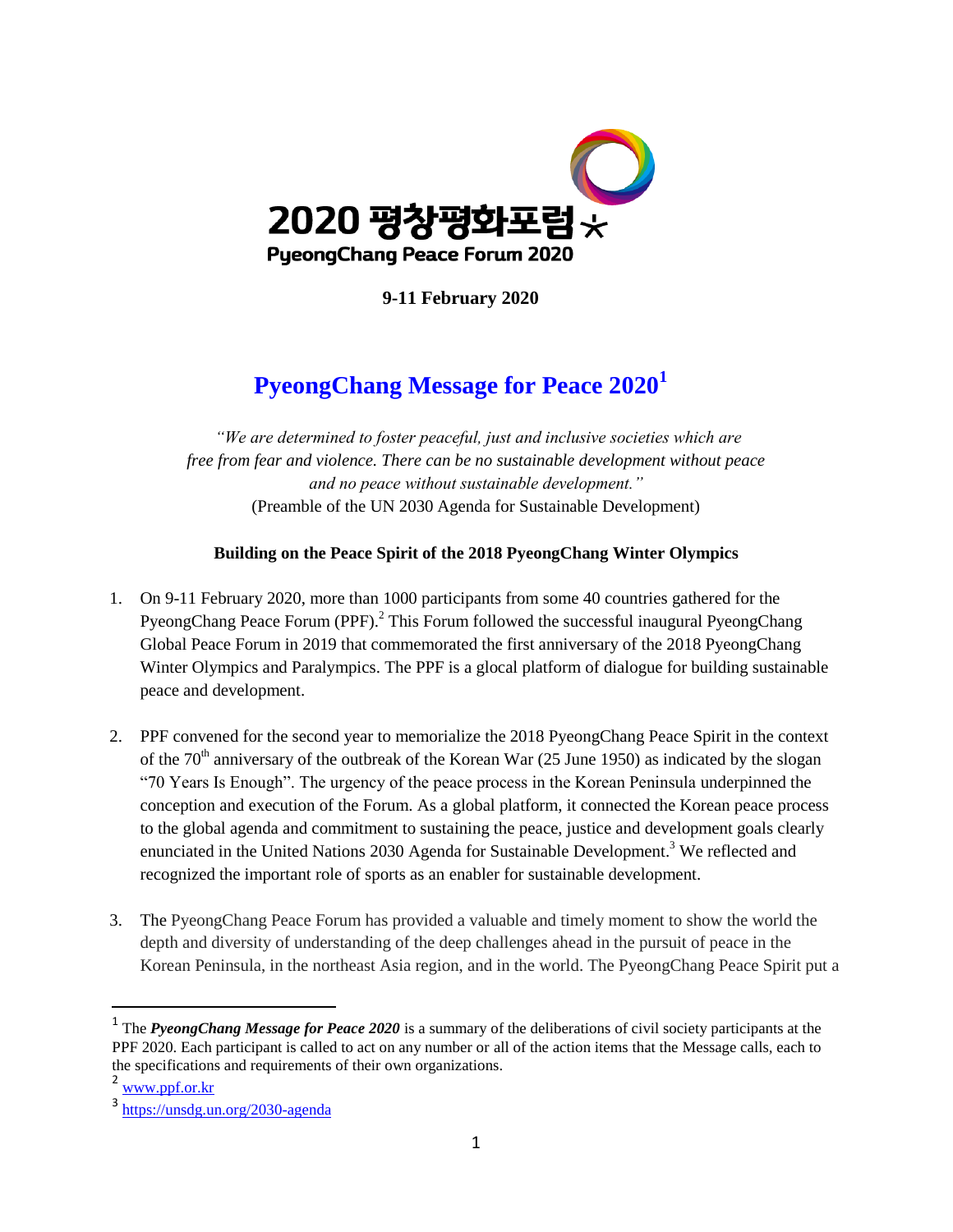2020 평창평화포럼

PyeongChang Peace Forum 2020

**9-11 February 2020**

# PyeongChang Message for Peace 2020[1]

*"We are determined to foster peaceful, just and inclusive societies which are free from fear and violence. There can be no sustainable development without peace and no peace without sustainable development."*
(Preamble of the UN 2030 Agenda for Sustainable Development)

### Building on the Peace Spirit of the 2018 PyeongChang Winter Olympics

1. On 9-11 February 2020, more than 1000 participants from some 40 countries gathered for the PyeongChang Peace Forum (PPF).[2] This Forum followed the successful inaugural PyeongChang Global Peace Forum in 2019 that commemorated the first anniversary of the 2018 PyeongChang Winter Olympics and Paralympics. The PPF is a glocal platform of dialogue for building sustainable peace and development.

2. PPF convened for the second year to memorialize the 2018 PyeongChang Peace Spirit in the context of the 70th anniversary of the outbreak of the Korean War (25 June 1950) as indicated by the slogan "70 Years Is Enough". The urgency of the peace process in the Korean Peninsula underpinned the conception and execution of the Forum. As a global platform, it connected the Korean peace process to the global agenda and commitment to sustaining the peace, justice and development goals clearly enunciated in the United Nations 2030 Agenda for Sustainable Development.[3] We reflected and recognized the important role of sports as an enabler for sustainable development.

3. The PyeongChang Peace Forum has provided a valuable and timely moment to show the world the depth and diversity of understanding of the deep challenges ahead in the pursuit of peace in the Korean Peninsula, in the northeast Asia region, and in the world. The PyeongChang Peace Spirit put a

---

[1] The ***PyeongChang Message for Peace 2020*** is a summary of the deliberations of civil society participants at the PPF 2020. Each participant is called to act on any number or all of the action items that the Message calls, each to the specifications and requirements of their own organizations.

[2] www.ppf.or.kr

[3] https://unsdg.un.org/2030-agenda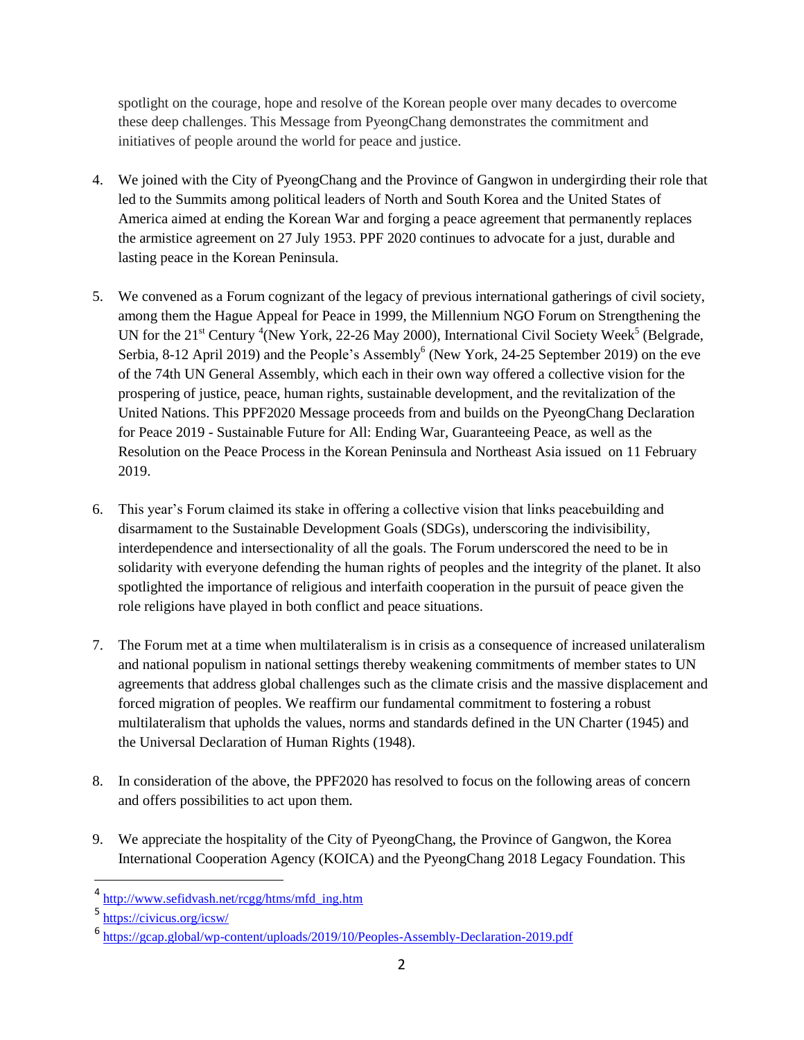spotlight on the courage, hope and resolve of the Korean people over many decades to overcome these deep challenges. This Message from PyeongChang demonstrates the commitment and initiatives of people around the world for peace and justice.

4. We joined with the City of PyeongChang and the Province of Gangwon in undergirding their role that led to the Summits among political leaders of North and South Korea and the United States of America aimed at ending the Korean War and forging a peace agreement that permanently replaces the armistice agreement on 27 July 1953. PPF 2020 continues to advocate for a just, durable and lasting peace in the Korean Peninsula.

5. We convened as a Forum cognizant of the legacy of previous international gatherings of civil society, among them the Hague Appeal for Peace in 1999, the Millennium NGO Forum on Strengthening the UN for the 21st Century [4](New York, 22-26 May 2000), International Civil Society Week[5] (Belgrade, Serbia, 8-12 April 2019) and the People's Assembly[6] (New York, 24-25 September 2019) on the eve of the 74th UN General Assembly, which each in their own way offered a collective vision for the prospering of justice, peace, human rights, sustainable development, and the revitalization of the United Nations. This PPF2020 Message proceeds from and builds on the PyeongChang Declaration for Peace 2019 - Sustainable Future for All: Ending War, Guaranteeing Peace, as well as the Resolution on the Peace Process in the Korean Peninsula and Northeast Asia issued on 11 February 2019.

6. This year's Forum claimed its stake in offering a collective vision that links peacebuilding and disarmament to the Sustainable Development Goals (SDGs), underscoring the indivisibility, interdependence and intersectionality of all the goals. The Forum underscored the need to be in solidarity with everyone defending the human rights of peoples and the integrity of the planet. It also spotlighted the importance of religious and interfaith cooperation in the pursuit of peace given the role religions have played in both conflict and peace situations.

7. The Forum met at a time when multilateralism is in crisis as a consequence of increased unilateralism and national populism in national settings thereby weakening commitments of member states to UN agreements that address global challenges such as the climate crisis and the massive displacement and forced migration of peoples. We reaffirm our fundamental commitment to fostering a robust multilateralism that upholds the values, norms and standards defined in the UN Charter (1945) and the Universal Declaration of Human Rights (1948).

8. In consideration of the above, the PPF2020 has resolved to focus on the following areas of concern and offers possibilities to act upon them.

9. We appreciate the hospitality of the City of PyeongChang, the Province of Gangwon, the Korea International Cooperation Agency (KOICA) and the PyeongChang 2018 Legacy Foundation. This

---

[4] http://www.sefidvash.net/rcgg/htms/mfd_ing.htm

[5] https://civicus.org/icsw/

[6] https://gcap.global/wp-content/uploads/2019/10/Peoples-Assembly-Declaration-2019.pdf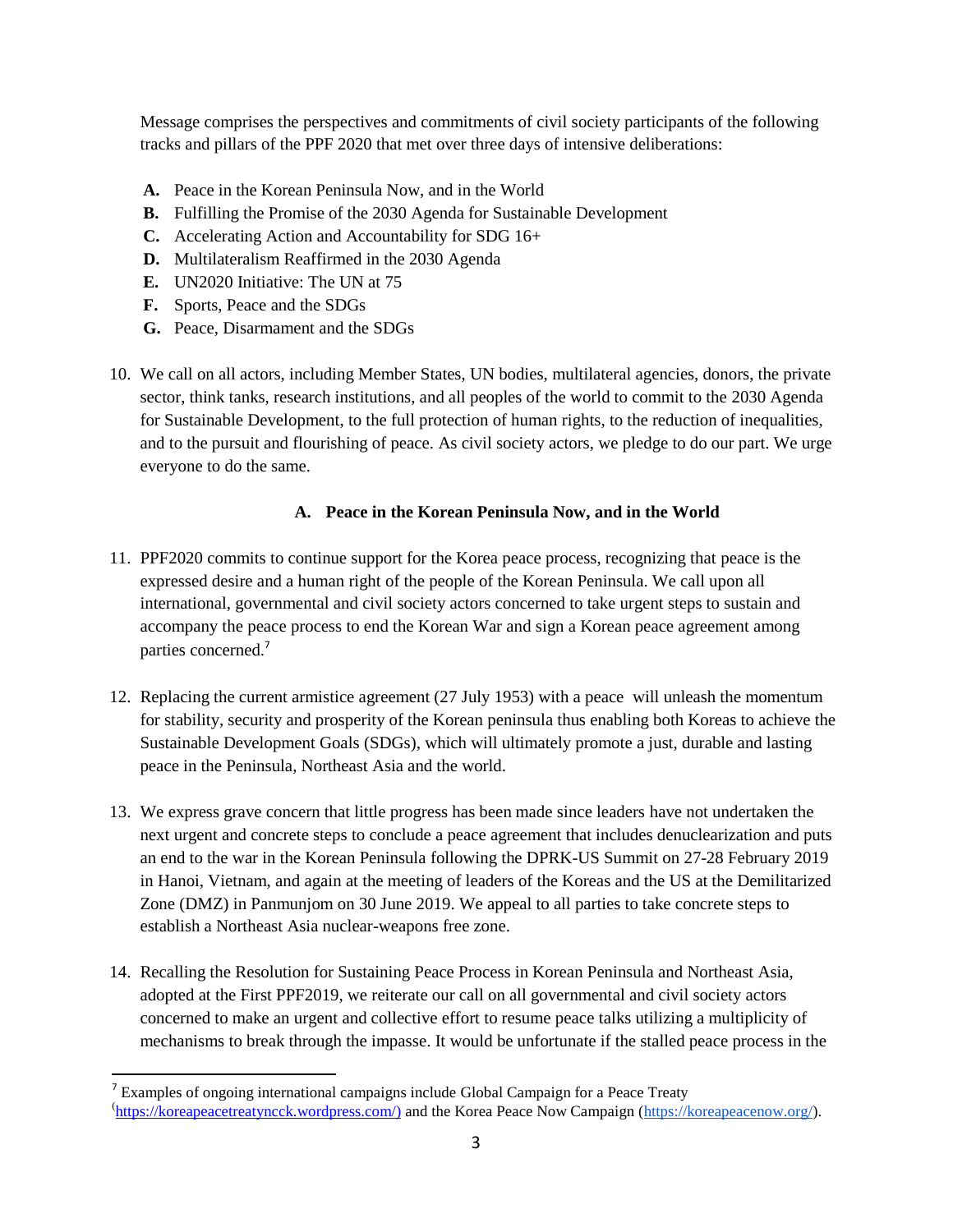Message comprises the perspectives and commitments of civil society participants of the following tracks and pillars of the PPF 2020 that met over three days of intensive deliberations:

- **A.** Peace in the Korean Peninsula Now, and in the World
- **B.** Fulfilling the Promise of the 2030 Agenda for Sustainable Development
- **C.** Accelerating Action and Accountability for SDG 16+
- **D.** Multilateralism Reaffirmed in the 2030 Agenda
- **E.** UN2020 Initiative: The UN at 75
- **F.** Sports, Peace and the SDGs
- **G.** Peace, Disarmament and the SDGs

10. We call on all actors, including Member States, UN bodies, multilateral agencies, donors, the private sector, think tanks, research institutions, and all peoples of the world to commit to the 2030 Agenda for Sustainable Development, to the full protection of human rights, to the reduction of inequalities, and to the pursuit and flourishing of peace. As civil society actors, we pledge to do our part. We urge everyone to do the same.

### A. Peace in the Korean Peninsula Now, and in the World

11. PPF2020 commits to continue support for the Korea peace process, recognizing that peace is the expressed desire and a human right of the people of the Korean Peninsula. We call upon all international, governmental and civil society actors concerned to take urgent steps to sustain and accompany the peace process to end the Korean War and sign a Korean peace agreement among parties concerned.[7]

12. Replacing the current armistice agreement (27 July 1953) with a peace will unleash the momentum for stability, security and prosperity of the Korean peninsula thus enabling both Koreas to achieve the Sustainable Development Goals (SDGs), which will ultimately promote a just, durable and lasting peace in the Peninsula, Northeast Asia and the world.

13. We express grave concern that little progress has been made since leaders have not undertaken the next urgent and concrete steps to conclude a peace agreement that includes denuclearization and puts an end to the war in the Korean Peninsula following the DPRK-US Summit on 27-28 February 2019 in Hanoi, Vietnam, and again at the meeting of leaders of the Koreas and the US at the Demilitarized Zone (DMZ) in Panmunjom on 30 June 2019. We appeal to all parties to take concrete steps to establish a Northeast Asia nuclear-weapons free zone.

14. Recalling the Resolution for Sustaining Peace Process in Korean Peninsula and Northeast Asia, adopted at the First PPF2019, we reiterate our call on all governmental and civil society actors concerned to make an urgent and collective effort to resume peace talks utilizing a multiplicity of mechanisms to break through the impasse. It would be unfortunate if the stalled peace process in the

---

[7] Examples of ongoing international campaigns include Global Campaign for a Peace Treaty (https://koreapeacetreatyncck.wordpress.com/) and the Korea Peace Now Campaign (https://koreapeacenow.org/).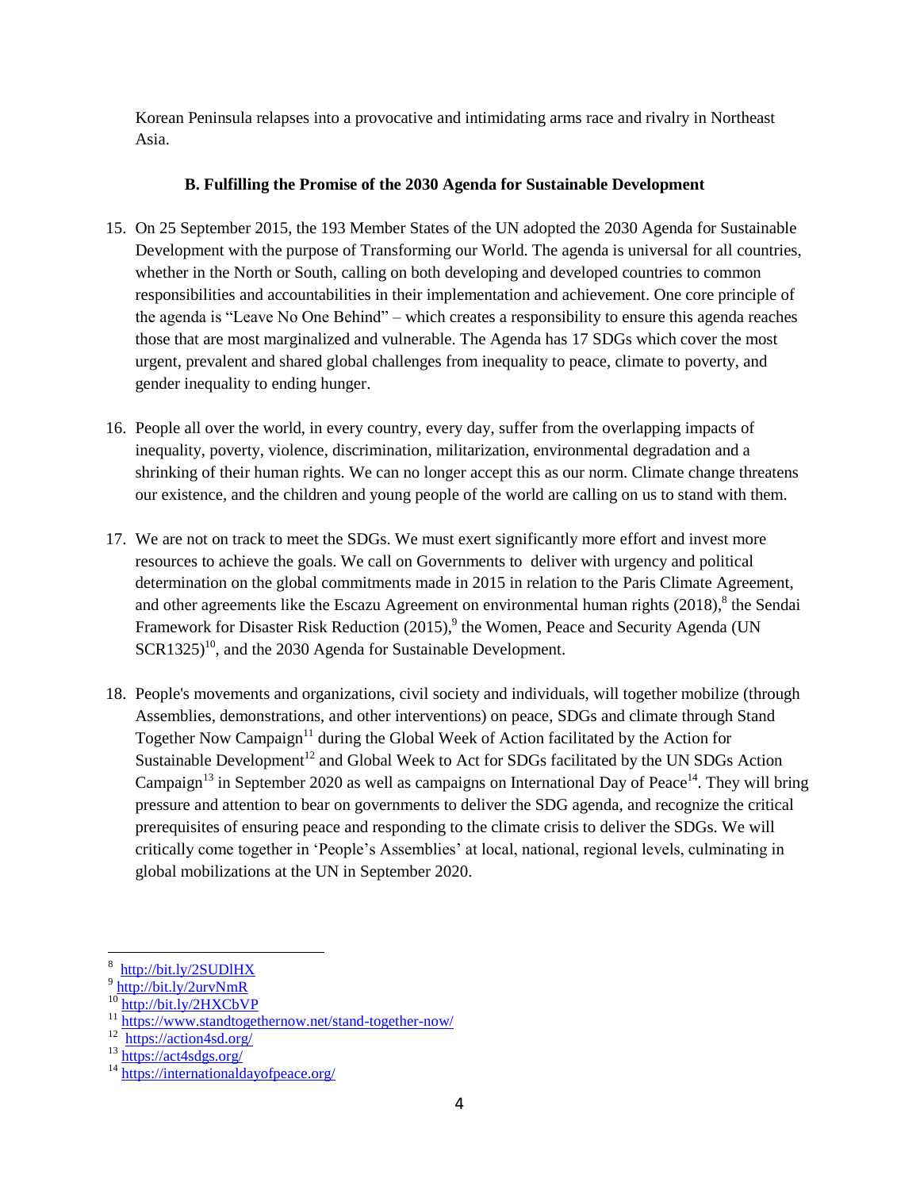Korean Peninsula relapses into a provocative and intimidating arms race and rivalry in Northeast Asia.

### B. Fulfilling the Promise of the 2030 Agenda for Sustainable Development

15. On 25 September 2015, the 193 Member States of the UN adopted the 2030 Agenda for Sustainable Development with the purpose of Transforming our World. The agenda is universal for all countries, whether in the North or South, calling on both developing and developed countries to common responsibilities and accountabilities in their implementation and achievement. One core principle of the agenda is "Leave No One Behind" – which creates a responsibility to ensure this agenda reaches those that are most marginalized and vulnerable. The Agenda has 17 SDGs which cover the most urgent, prevalent and shared global challenges from inequality to peace, climate to poverty, and gender inequality to ending hunger.

16. People all over the world, in every country, every day, suffer from the overlapping impacts of inequality, poverty, violence, discrimination, militarization, environmental degradation and a shrinking of their human rights. We can no longer accept this as our norm. Climate change threatens our existence, and the children and young people of the world are calling on us to stand with them.

17. We are not on track to meet the SDGs. We must exert significantly more effort and invest more resources to achieve the goals. We call on Governments to deliver with urgency and political determination on the global commitments made in 2015 in relation to the Paris Climate Agreement, and other agreements like the Escazu Agreement on environmental human rights (2018),[8] the Sendai Framework for Disaster Risk Reduction (2015),[9] the Women, Peace and Security Agenda (UN SCR1325)[10], and the 2030 Agenda for Sustainable Development.

18. People's movements and organizations, civil society and individuals, will together mobilize (through Assemblies, demonstrations, and other interventions) on peace, SDGs and climate through Stand Together Now Campaign[11] during the Global Week of Action facilitated by the Action for Sustainable Development[12] and Global Week to Act for SDGs facilitated by the UN SDGs Action Campaign[13] in September 2020 as well as campaigns on International Day of Peace[14]. They will bring pressure and attention to bear on governments to deliver the SDG agenda, and recognize the critical prerequisites of ensuring peace and responding to the climate crisis to deliver the SDGs. We will critically come together in 'People's Assemblies' at local, national, regional levels, culminating in global mobilizations at the UN in September 2020.

---

[8] http://bit.ly/2SUDlHX
[9] http://bit.ly/2urvNmR
[10] http://bit.ly/2HXCbVP
[11] https://www.standtogethernow.net/stand-together-now/
[12] https://action4sd.org/
[13] https://act4sdgs.org/
[14] https://internationaldayofpeace.org/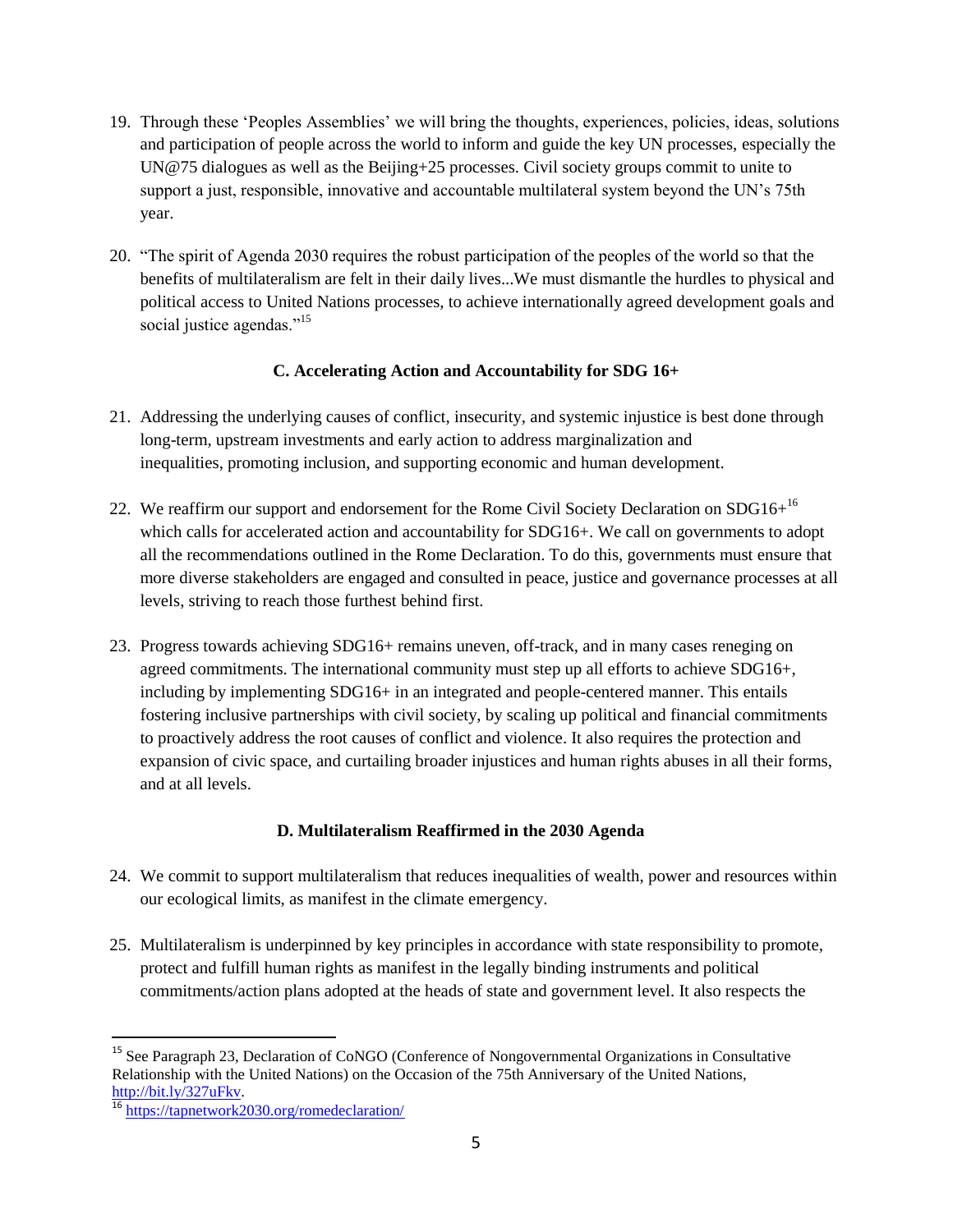19. Through these 'Peoples Assemblies' we will bring the thoughts, experiences, policies, ideas, solutions and participation of people across the world to inform and guide the key UN processes, especially the UN@75 dialogues as well as the Beijing+25 processes. Civil society groups commit to unite to support a just, responsible, innovative and accountable multilateral system beyond the UN's 75th year.

20. "The spirit of Agenda 2030 requires the robust participation of the peoples of the world so that the benefits of multilateralism are felt in their daily lives...We must dismantle the hurdles to physical and political access to United Nations processes, to achieve internationally agreed development goals and social justice agendas."[15]

**C. Accelerating Action and Accountability for SDG 16+**

21. Addressing the underlying causes of conflict, insecurity, and systemic injustice is best done through long-term, upstream investments and early action to address marginalization and inequalities, promoting inclusion, and supporting economic and human development.

22. We reaffirm our support and endorsement for the Rome Civil Society Declaration on SDG16+[16] which calls for accelerated action and accountability for SDG16+. We call on governments to adopt all the recommendations outlined in the Rome Declaration. To do this, governments must ensure that more diverse stakeholders are engaged and consulted in peace, justice and governance processes at all levels, striving to reach those furthest behind first.

23. Progress towards achieving SDG16+ remains uneven, off-track, and in many cases reneging on agreed commitments. The international community must step up all efforts to achieve SDG16+, including by implementing SDG16+ in an integrated and people-centered manner. This entails fostering inclusive partnerships with civil society, by scaling up political and financial commitments to proactively address the root causes of conflict and violence. It also requires the protection and expansion of civic space, and curtailing broader injustices and human rights abuses in all their forms, and at all levels.

**D. Multilateralism Reaffirmed in the 2030 Agenda**

24. We commit to support multilateralism that reduces inequalities of wealth, power and resources within our ecological limits, as manifest in the climate emergency.

25. Multilateralism is underpinned by key principles in accordance with state responsibility to promote, protect and fulfill human rights as manifest in the legally binding instruments and political commitments/action plans adopted at the heads of state and government level. It also respects the

---

[15] See Paragraph 23, Declaration of CoNGO (Conference of Nongovernmental Organizations in Consultative Relationship with the United Nations) on the Occasion of the 75th Anniversary of the United Nations, http://bit.ly/327uFkv.

[16] https://tapnetwork2030.org/romedeclaration/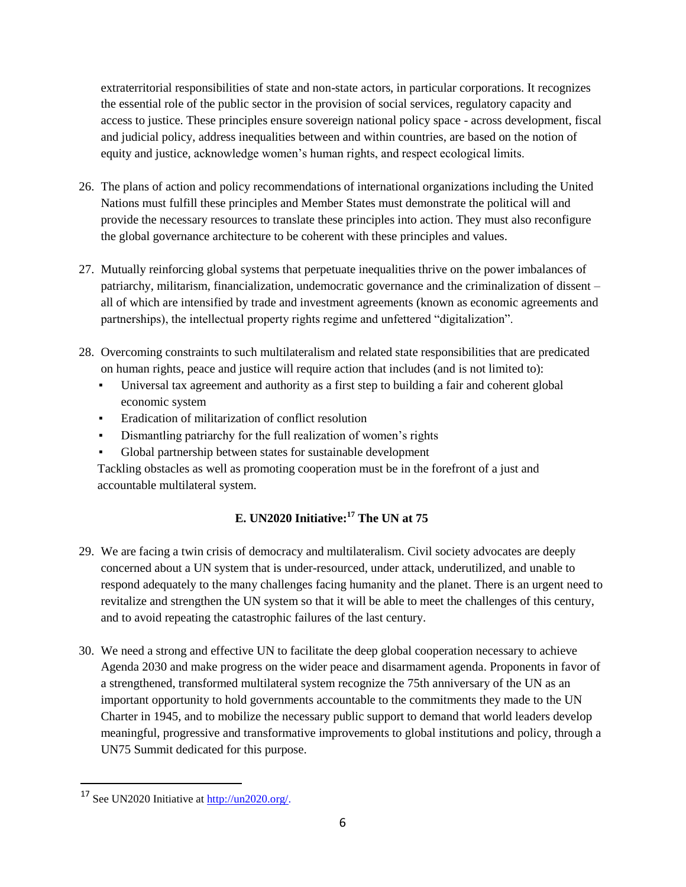extraterritorial responsibilities of state and non-state actors, in particular corporations. It recognizes the essential role of the public sector in the provision of social services, regulatory capacity and access to justice. These principles ensure sovereign national policy space - across development, fiscal and judicial policy, address inequalities between and within countries, are based on the notion of equity and justice, acknowledge women's human rights, and respect ecological limits.

26. The plans of action and policy recommendations of international organizations including the United Nations must fulfill these principles and Member States must demonstrate the political will and provide the necessary resources to translate these principles into action. They must also reconfigure the global governance architecture to be coherent with these principles and values.

27. Mutually reinforcing global systems that perpetuate inequalities thrive on the power imbalances of patriarchy, militarism, financialization, undemocratic governance and the criminalization of dissent – all of which are intensified by trade and investment agreements (known as economic agreements and partnerships), the intellectual property rights regime and unfettered "digitalization".

28. Overcoming constraints to such multilateralism and related state responsibilities that are predicated on human rights, peace and justice will require action that includes (and is not limited to):
    - Universal tax agreement and authority as a first step to building a fair and coherent global economic system
    - Eradication of militarization of conflict resolution
    - Dismantling patriarchy for the full realization of women's rights
    - Global partnership between states for sustainable development

    Tackling obstacles as well as promoting cooperation must be in the forefront of a just and accountable multilateral system.

### E. UN2020 Initiative:[17] The UN at 75

29. We are facing a twin crisis of democracy and multilateralism. Civil society advocates are deeply concerned about a UN system that is under-resourced, under attack, underutilized, and unable to respond adequately to the many challenges facing humanity and the planet. There is an urgent need to revitalize and strengthen the UN system so that it will be able to meet the challenges of this century, and to avoid repeating the catastrophic failures of the last century.

30. We need a strong and effective UN to facilitate the deep global cooperation necessary to achieve Agenda 2030 and make progress on the wider peace and disarmament agenda. Proponents in favor of a strengthened, transformed multilateral system recognize the 75th anniversary of the UN as an important opportunity to hold governments accountable to the commitments they made to the UN Charter in 1945, and to mobilize the necessary public support to demand that world leaders develop meaningful, progressive and transformative improvements to global institutions and policy, through a UN75 Summit dedicated for this purpose.

---

[17] See UN2020 Initiative at http://un2020.org/.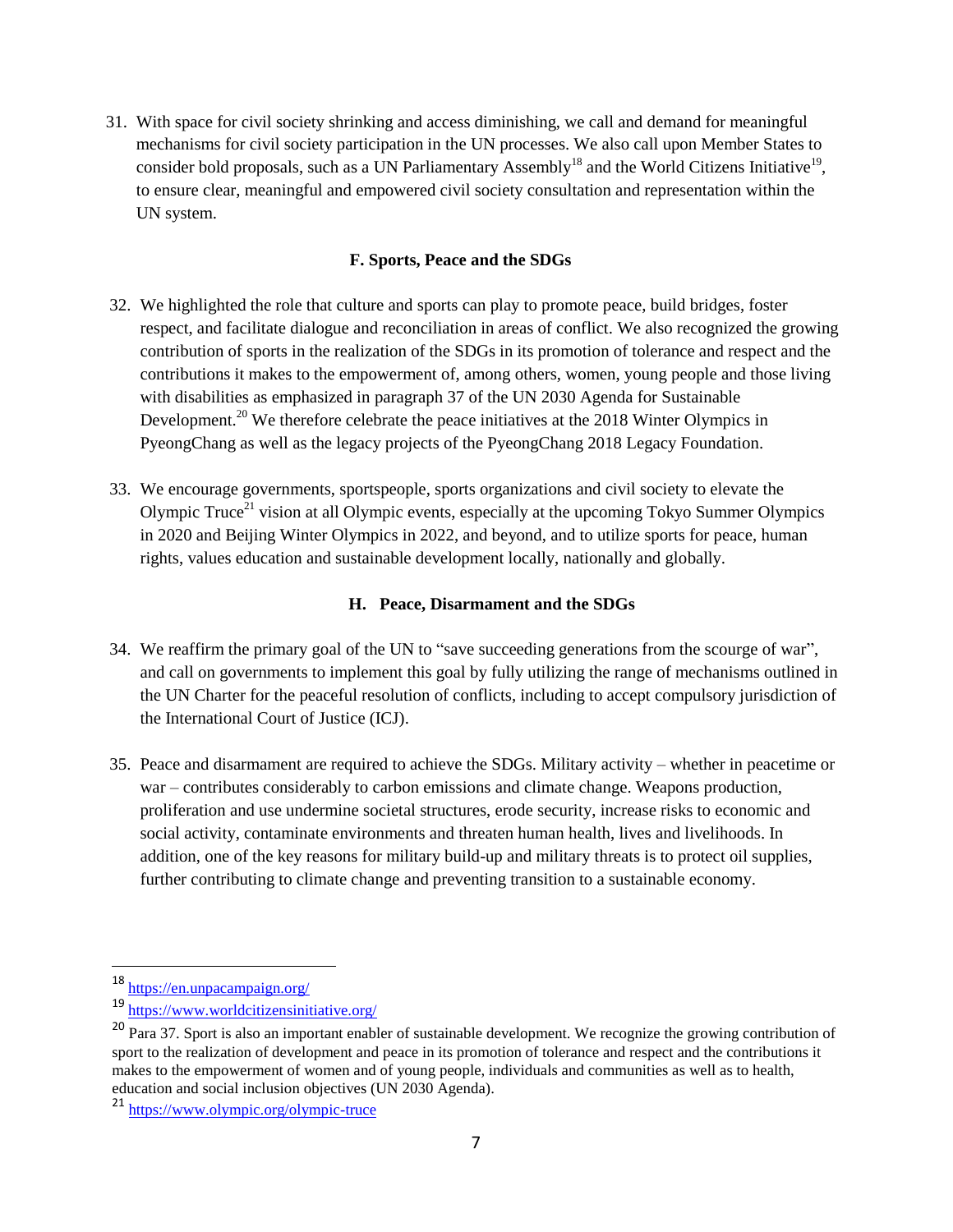31. With space for civil society shrinking and access diminishing, we call and demand for meaningful mechanisms for civil society participation in the UN processes. We also call upon Member States to consider bold proposals, such as a UN Parliamentary Assembly[18] and the World Citizens Initiative[19], to ensure clear, meaningful and empowered civil society consultation and representation within the UN system.

### F. Sports, Peace and the SDGs

32. We highlighted the role that culture and sports can play to promote peace, build bridges, foster respect, and facilitate dialogue and reconciliation in areas of conflict. We also recognized the growing contribution of sports in the realization of the SDGs in its promotion of tolerance and respect and the contributions it makes to the empowerment of, among others, women, young people and those living with disabilities as emphasized in paragraph 37 of the UN 2030 Agenda for Sustainable Development.[20] We therefore celebrate the peace initiatives at the 2018 Winter Olympics in PyeongChang as well as the legacy projects of the PyeongChang 2018 Legacy Foundation.

33. We encourage governments, sportspeople, sports organizations and civil society to elevate the Olympic Truce[21] vision at all Olympic events, especially at the upcoming Tokyo Summer Olympics in 2020 and Beijing Winter Olympics in 2022, and beyond, and to utilize sports for peace, human rights, values education and sustainable development locally, nationally and globally.

### H. Peace, Disarmament and the SDGs

34. We reaffirm the primary goal of the UN to "save succeeding generations from the scourge of war", and call on governments to implement this goal by fully utilizing the range of mechanisms outlined in the UN Charter for the peaceful resolution of conflicts, including to accept compulsory jurisdiction of the International Court of Justice (ICJ).

35. Peace and disarmament are required to achieve the SDGs. Military activity – whether in peacetime or war – contributes considerably to carbon emissions and climate change. Weapons production, proliferation and use undermine societal structures, erode security, increase risks to economic and social activity, contaminate environments and threaten human health, lives and livelihoods. In addition, one of the key reasons for military build-up and military threats is to protect oil supplies, further contributing to climate change and preventing transition to a sustainable economy.

---

[18] https://en.unpacampaign.org/

[19] https://www.worldcitizensinitiative.org/

[20] Para 37. Sport is also an important enabler of sustainable development. We recognize the growing contribution of sport to the realization of development and peace in its promotion of tolerance and respect and the contributions it makes to the empowerment of women and of young people, individuals and communities as well as to health, education and social inclusion objectives (UN 2030 Agenda).

[21] https://www.olympic.org/olympic-truce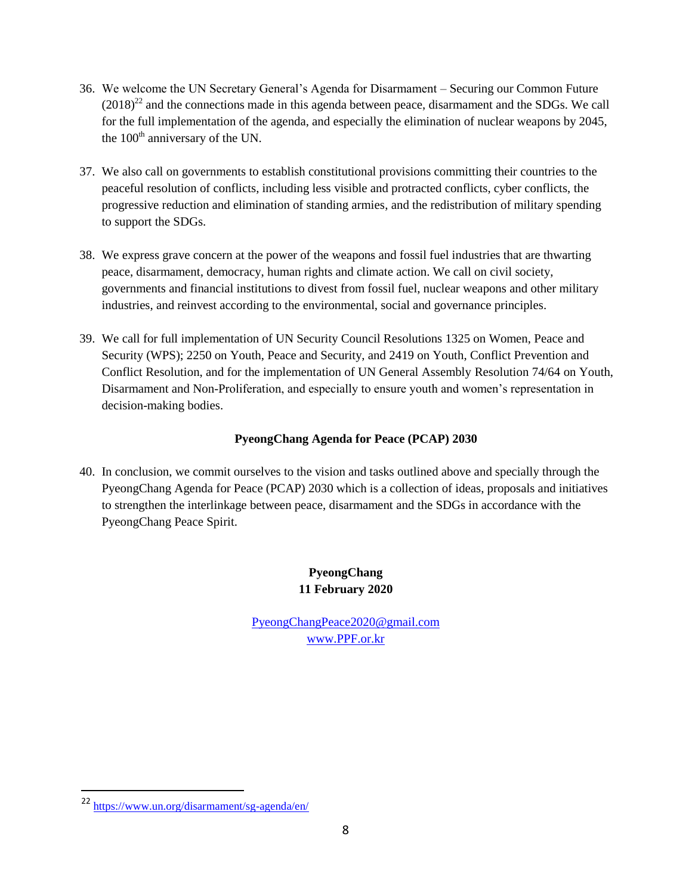36. We welcome the UN Secretary General's Agenda for Disarmament – Securing our Common Future (2018)[22] and the connections made in this agenda between peace, disarmament and the SDGs. We call for the full implementation of the agenda, and especially the elimination of nuclear weapons by 2045, the 100th anniversary of the UN.

37. We also call on governments to establish constitutional provisions committing their countries to the peaceful resolution of conflicts, including less visible and protracted conflicts, cyber conflicts, the progressive reduction and elimination of standing armies, and the redistribution of military spending to support the SDGs.

38. We express grave concern at the power of the weapons and fossil fuel industries that are thwarting peace, disarmament, democracy, human rights and climate action. We call on civil society, governments and financial institutions to divest from fossil fuel, nuclear weapons and other military industries, and reinvest according to the environmental, social and governance principles.

39. We call for full implementation of UN Security Council Resolutions 1325 on Women, Peace and Security (WPS); 2250 on Youth, Peace and Security, and 2419 on Youth, Conflict Prevention and Conflict Resolution, and for the implementation of UN General Assembly Resolution 74/64 on Youth, Disarmament and Non-Proliferation, and especially to ensure youth and women's representation in decision-making bodies.

**PyeongChang Agenda for Peace (PCAP) 2030**

40. In conclusion, we commit ourselves to the vision and tasks outlined above and specially through the PyeongChang Agenda for Peace (PCAP) 2030 which is a collection of ideas, proposals and initiatives to strengthen the interlinkage between peace, disarmament and the SDGs in accordance with the PyeongChang Peace Spirit.

**PyeongChang**
**11 February 2020**

PyeongChangPeace2020@gmail.com
www.PPF.or.kr

---

[22] https://www.un.org/disarmament/sg-agenda/en/